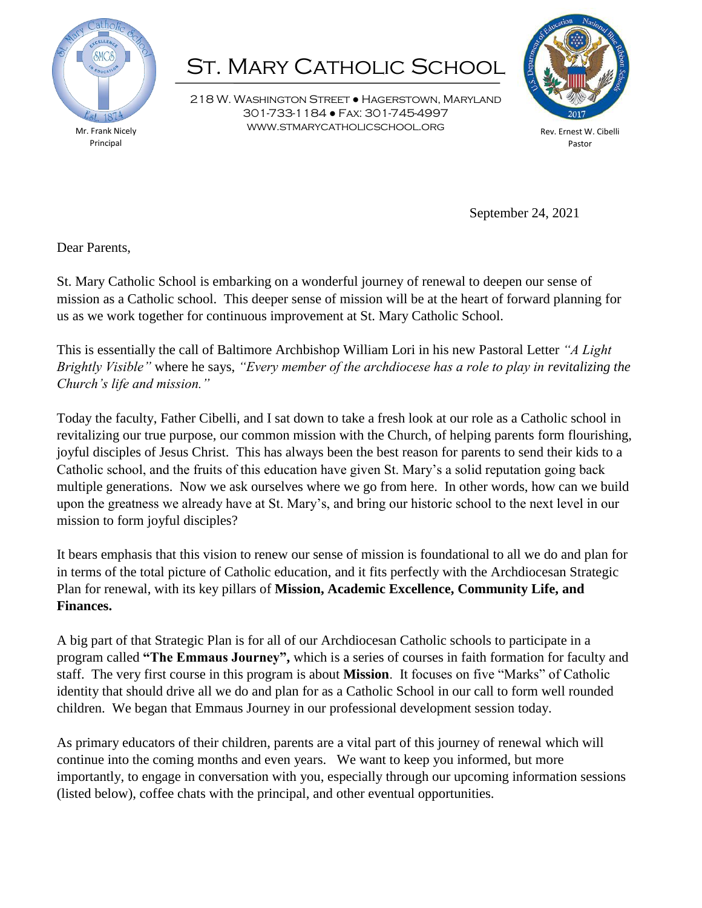# St. Mary Catholic School

218 W. Washington Street • Hagerstown, Maryland
301-733-1184 • Fax: 301-745-4997
www.stmarycatholicschool.org

Mr. Frank Nicely
Principal

Rev. Ernest W. Cibelli
Pastor

September 24, 2021

Dear Parents,

St. Mary Catholic School is embarking on a wonderful journey of renewal to deepen our sense of mission as a Catholic school. This deeper sense of mission will be at the heart of forward planning for us as we work together for continuous improvement at St. Mary Catholic School.

This is essentially the call of Baltimore Archbishop William Lori in his new Pastoral Letter *"A Light Brightly Visible"* where he says, *"Every member of the archdiocese has a role to play in revitalizing the Church's life and mission."*

Today the faculty, Father Cibelli, and I sat down to take a fresh look at our role as a Catholic school in revitalizing our true purpose, our common mission with the Church, of helping parents form flourishing, joyful disciples of Jesus Christ. This has always been the best reason for parents to send their kids to a Catholic school, and the fruits of this education have given St. Mary's a solid reputation going back multiple generations. Now we ask ourselves where we go from here. In other words, how can we build upon the greatness we already have at St. Mary's, and bring our historic school to the next level in our mission to form joyful disciples?

It bears emphasis that this vision to renew our sense of mission is foundational to all we do and plan for in terms of the total picture of Catholic education, and it fits perfectly with the Archdiocesan Strategic Plan for renewal, with its key pillars of **Mission, Academic Excellence, Community Life, and Finances.**

A big part of that Strategic Plan is for all of our Archdiocesan Catholic schools to participate in a program called **"The Emmaus Journey",** which is a series of courses in faith formation for faculty and staff. The very first course in this program is about **Mission**. It focuses on five "Marks" of Catholic identity that should drive all we do and plan for as a Catholic School in our call to form well rounded children. We began that Emmaus Journey in our professional development session today.

As primary educators of their children, parents are a vital part of this journey of renewal which will continue into the coming months and even years. We want to keep you informed, but more importantly, to engage in conversation with you, especially through our upcoming information sessions (listed below), coffee chats with the principal, and other eventual opportunities.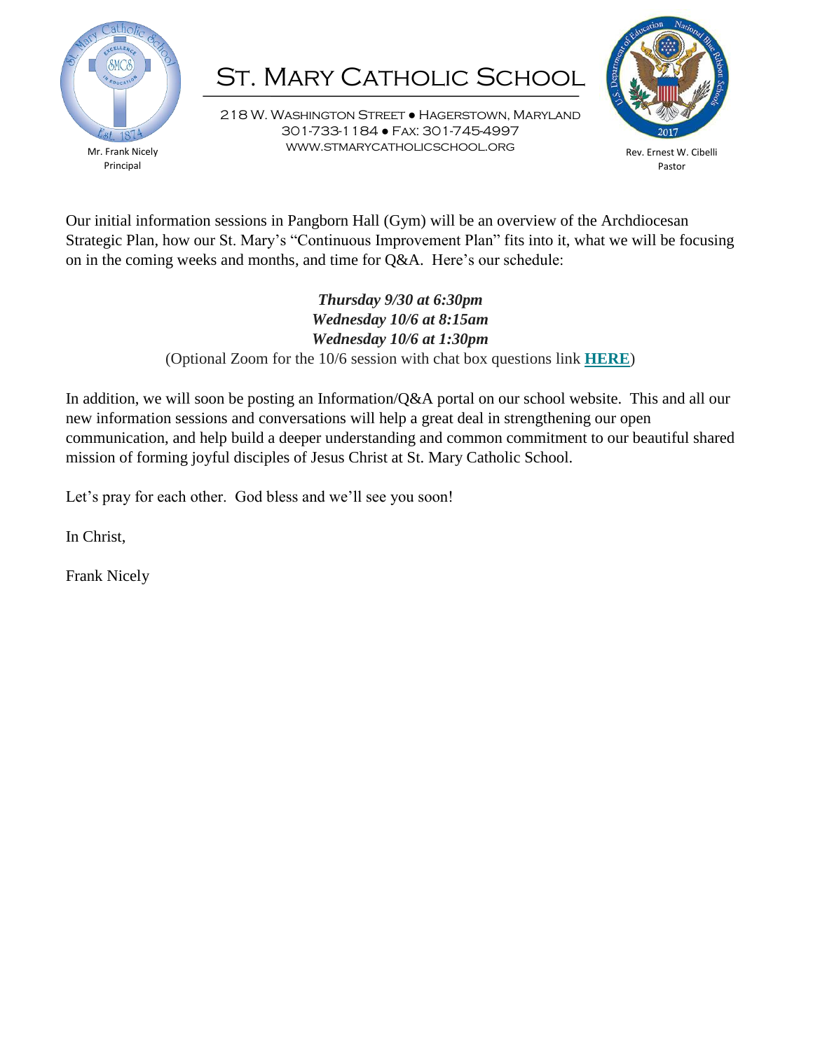# St. Mary Catholic School

218 W. Washington Street ● Hagerstown, Maryland
301-733-1184 ● Fax: 301-745-4997
www.stmarycatholicschool.org

Mr. Frank Nicely
Principal

Rev. Ernest W. Cibelli
Pastor

Our initial information sessions in Pangborn Hall (Gym) will be an overview of the Archdiocesan Strategic Plan, how our St. Mary's "Continuous Improvement Plan" fits into it, what we will be focusing on in the coming weeks and months, and time for Q&A. Here's our schedule:

***Thursday 9/30 at 6:30pm***
***Wednesday 10/6 at 8:15am***
***Wednesday 10/6 at 1:30pm***
(Optional Zoom for the 10/6 session with chat box questions link **HERE**)

In addition, we will soon be posting an Information/Q&A portal on our school website. This and all our new information sessions and conversations will help a great deal in strengthening our open communication, and help build a deeper understanding and common commitment to our beautiful shared mission of forming joyful disciples of Jesus Christ at St. Mary Catholic School.

Let's pray for each other. God bless and we'll see you soon!

In Christ,

Frank Nicely